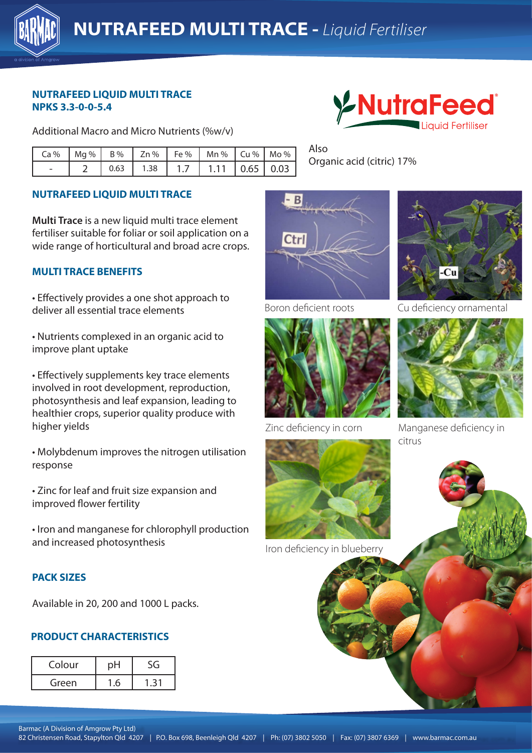# NUTRAFEED MULTI TRACE - *Liquid Fertiliser*

## NUTRAFEED LIQUID MULTI TRACE
## NPKS 3.3-0-0-5.4

Additional Macro and Micro Nutrients (%w/v)

| Ca % | Mg % | B % | Zn % | Fe % | Mn % | Cu % | Mo % |
|---|---|---|---|---|---|---|---|
| - | 2 | 0.63 | 1.38 | 1.7 | 1.11 | 0.65 | 0.03 |

NutraFeed® Liquid Fertiliser

Also
Organic acid (citric) 17%

## NUTRAFEED LIQUID MULTI TRACE

**Multi Trace** is a new liquid multi trace element fertiliser suitable for foliar or soil application on a wide range of horticultural and broad acre crops.

## MULTI TRACE BENEFITS

- Effectively provides a one shot approach to deliver all essential trace elements
- Nutrients complexed in an organic acid to improve plant uptake
- Effectively supplements key trace elements involved in root development, reproduction, photosynthesis and leaf expansion, leading to healthier crops, superior quality produce with higher yields
- Molybdenum improves the nitrogen utilisation response
- Zinc for leaf and fruit size expansion and improved flower fertility
- Iron and manganese for chlorophyll production and increased photosynthesis

Boron deficient roots

Cu deficiency ornamental

Zinc deficiency in corn

Manganese deficiency in citrus

Iron deficiency in blueberry

## PACK SIZES

Available in 20, 200 and 1000 L packs.

## PRODUCT CHARACTERISTICS

| Colour | pH | SG |
|---|---|---|
| Green | 1.6 | 1.31 |

Barmac (A Division of Amgrow Pty Ltd)
82 Christensen Road, Stapylton Qld 4207 | P.O. Box 698, Beenleigh Qld 4207 | Ph: (07) 3802 5050 | Fax: (07) 3807 6369 | www.barmac.com.au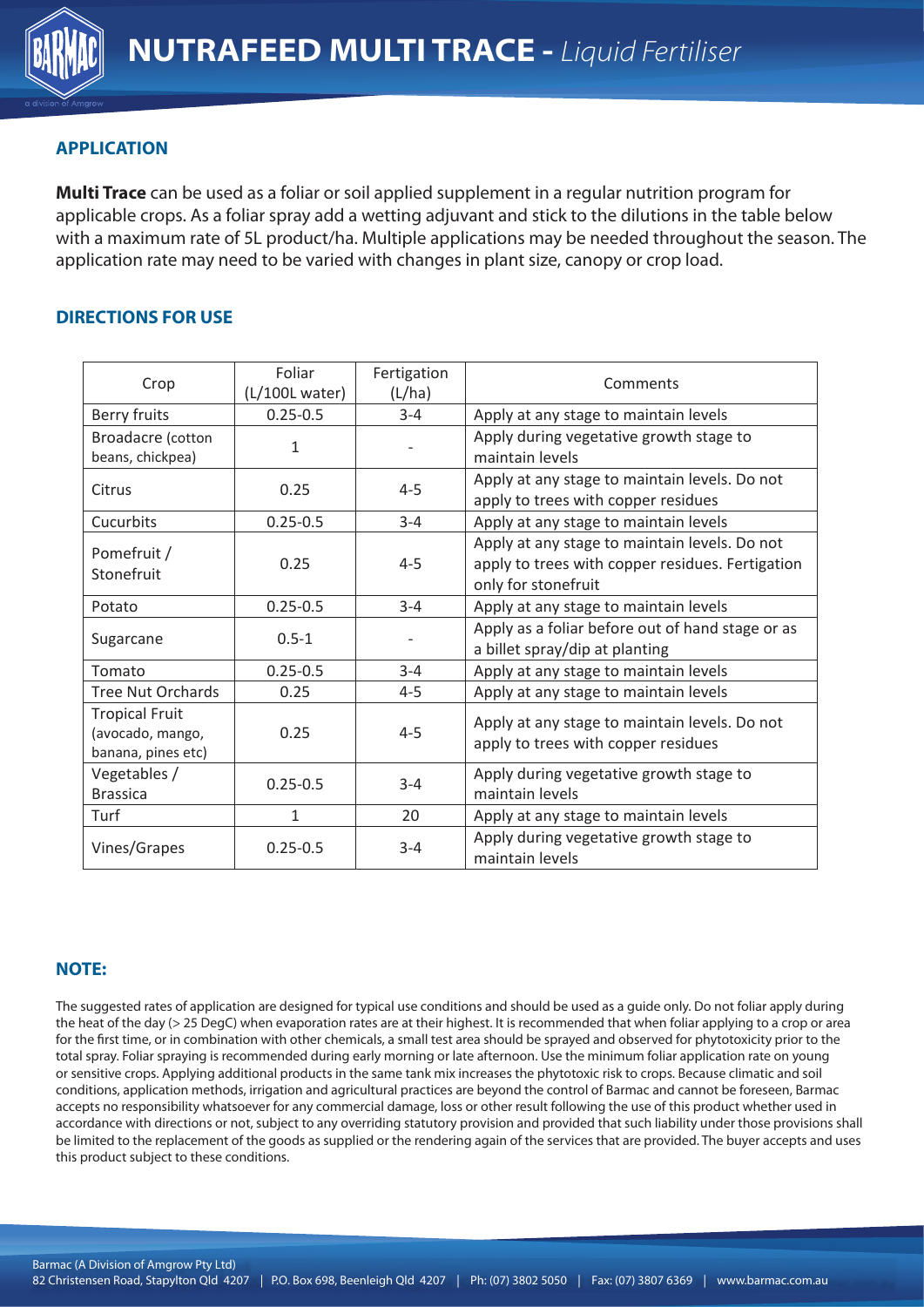# NUTRAFEED MULTI TRACE - *Liquid Fertiliser*

## APPLICATION

**Multi Trace** can be used as a foliar or soil applied supplement in a regular nutrition program for applicable crops. As a foliar spray add a wetting adjuvant and stick to the dilutions in the table below with a maximum rate of 5L product/ha. Multiple applications may be needed throughout the season. The application rate may need to be varied with changes in plant size, canopy or crop load.

## DIRECTIONS FOR USE

| Crop | Foliar (L/100L water) | Fertigation (L/ha) | Comments |
|---|---|---|---|
| Berry fruits | 0.25-0.5 | 3-4 | Apply at any stage to maintain levels |
| Broadacre (cotton beans, chickpea) | 1 | - | Apply during vegetative growth stage to maintain levels |
| Citrus | 0.25 | 4-5 | Apply at any stage to maintain levels. Do not apply to trees with copper residues |
| Cucurbits | 0.25-0.5 | 3-4 | Apply at any stage to maintain levels |
| Pomefruit / Stonefruit | 0.25 | 4-5 | Apply at any stage to maintain levels. Do not apply to trees with copper residues. Fertigation only for stonefruit |
| Potato | 0.25-0.5 | 3-4 | Apply at any stage to maintain levels |
| Sugarcane | 0.5-1 | - | Apply as a foliar before out of hand stage or as a billet spray/dip at planting |
| Tomato | 0.25-0.5 | 3-4 | Apply at any stage to maintain levels |
| Tree Nut Orchards | 0.25 | 4-5 | Apply at any stage to maintain levels |
| Tropical Fruit (avocado, mango, banana, pines etc) | 0.25 | 4-5 | Apply at any stage to maintain levels. Do not apply to trees with copper residues |
| Vegetables / Brassica | 0.25-0.5 | 3-4 | Apply during vegetative growth stage to maintain levels |
| Turf | 1 | 20 | Apply at any stage to maintain levels |
| Vines/Grapes | 0.25-0.5 | 3-4 | Apply during vegetative growth stage to maintain levels |

## NOTE:

The suggested rates of application are designed for typical use conditions and should be used as a guide only. Do not foliar apply during the heat of the day (> 25 DegC) when evaporation rates are at their highest. It is recommended that when foliar applying to a crop or area for the first time, or in combination with other chemicals, a small test area should be sprayed and observed for phytotoxicity prior to the total spray. Foliar spraying is recommended during early morning or late afternoon. Use the minimum foliar application rate on young or sensitive crops. Applying additional products in the same tank mix increases the phytotoxic risk to crops. Because climatic and soil conditions, application methods, irrigation and agricultural practices are beyond the control of Barmac and cannot be foreseen, Barmac accepts no responsibility whatsoever for any commercial damage, loss or other result following the use of this product whether used in accordance with directions or not, subject to any overriding statutory provision and provided that such liability under those provisions shall be limited to the replacement of the goods as supplied or the rendering again of the services that are provided. The buyer accepts and uses this product subject to these conditions.

Barmac (A Division of Amgrow Pty Ltd)
82 Christensen Road, Stapylton Qld 4207 | P.O. Box 698, Beenleigh Qld 4207 | Ph: (07) 3802 5050 | Fax: (07) 3807 6369 | www.barmac.com.au